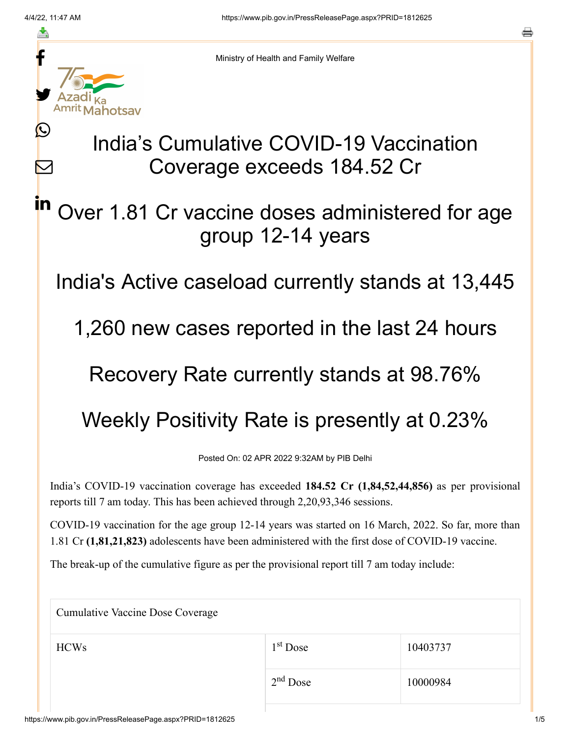Ministry of Health and Family Welfare

# India's Cumulative COVID-19 Vaccination Coverage exceeds 184.52 Cr

## Over 1.81 Cr vaccine doses administered for age group 12-14 years

## India's Active caseload currently stands at 13,445

## 1,260 new cases reported in the last 24 hours

## Recovery Rate currently stands at 98.76%

## Weekly Positivity Rate is presently at 0.23%

Posted On: 02 APR 2022 9:32AM by PIB Delhi

India's COVID-19 vaccination coverage has exceeded **184.52 Cr (1,84,52,44,856)** as per provisional reports till 7 am today. This has been achieved through 2,20,93,346 sessions.

COVID-19 vaccination for the age group 12-14 years was started on 16 March, 2022. So far, more than 1.81 Cr **(1,81,21,823)** adolescents have been administered with the first dose of COVID-19 vaccine.

The break-up of the cumulative figure as per the provisional report till 7 am today include:

| Cumulative Vaccine Dose Coverage | | |
|---|---|---|
| HCWs | 1st Dose | 10403737 |
| | 2nd Dose | 10000984 |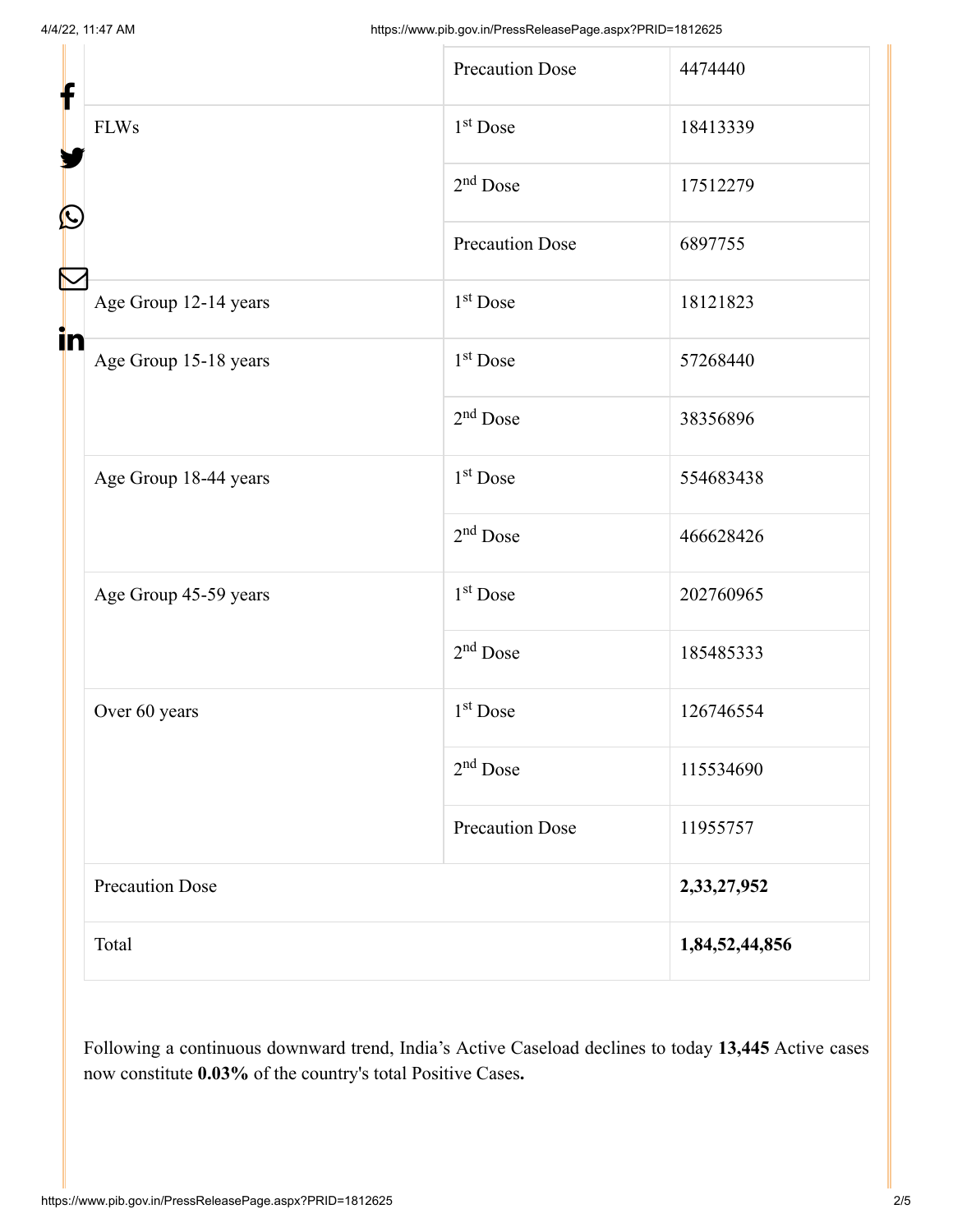| | | |
|---|---|---|
| | Precaution Dose | 4474440 |
| FLWs | 1st Dose | 18413339 |
| | 2nd Dose | 17512279 |
| | Precaution Dose | 6897755 |
| Age Group 12-14 years | 1st Dose | 18121823 |
| Age Group 15-18 years | 1st Dose | 57268440 |
| | 2nd Dose | 38356896 |
| Age Group 18-44 years | 1st Dose | 554683438 |
| | 2nd Dose | 466628426 |
| Age Group 45-59 years | 1st Dose | 202760965 |
| | 2nd Dose | 185485333 |
| Over 60 years | 1st Dose | 126746554 |
| | 2nd Dose | 115534690 |
| | Precaution Dose | 11955757 |
| Precaution Dose | | **2,33,27,952** |
| Total | | **1,84,52,44,856** |

Following a continuous downward trend, India's Active Caseload declines to today **13,445** Active cases now constitute **0.03%** of the country's total Positive Cases**.**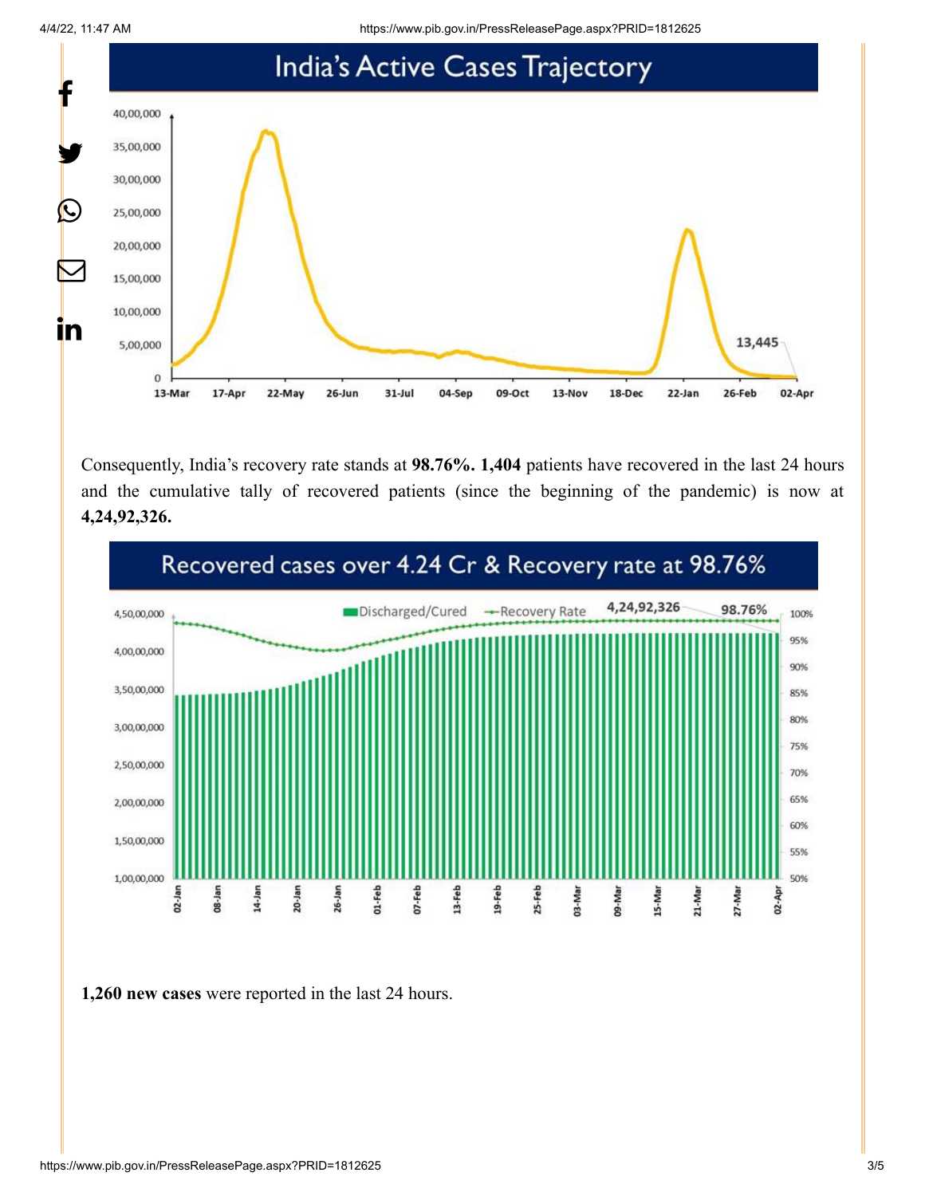Consequently, India's recovery rate stands at **98.76%. 1,404** patients have recovered in the last 24 hours and the cumulative tally of recovered patients (since the beginning of the pandemic) is now at **4,24,92,326.**

**1,260 new cases** were reported in the last 24 hours.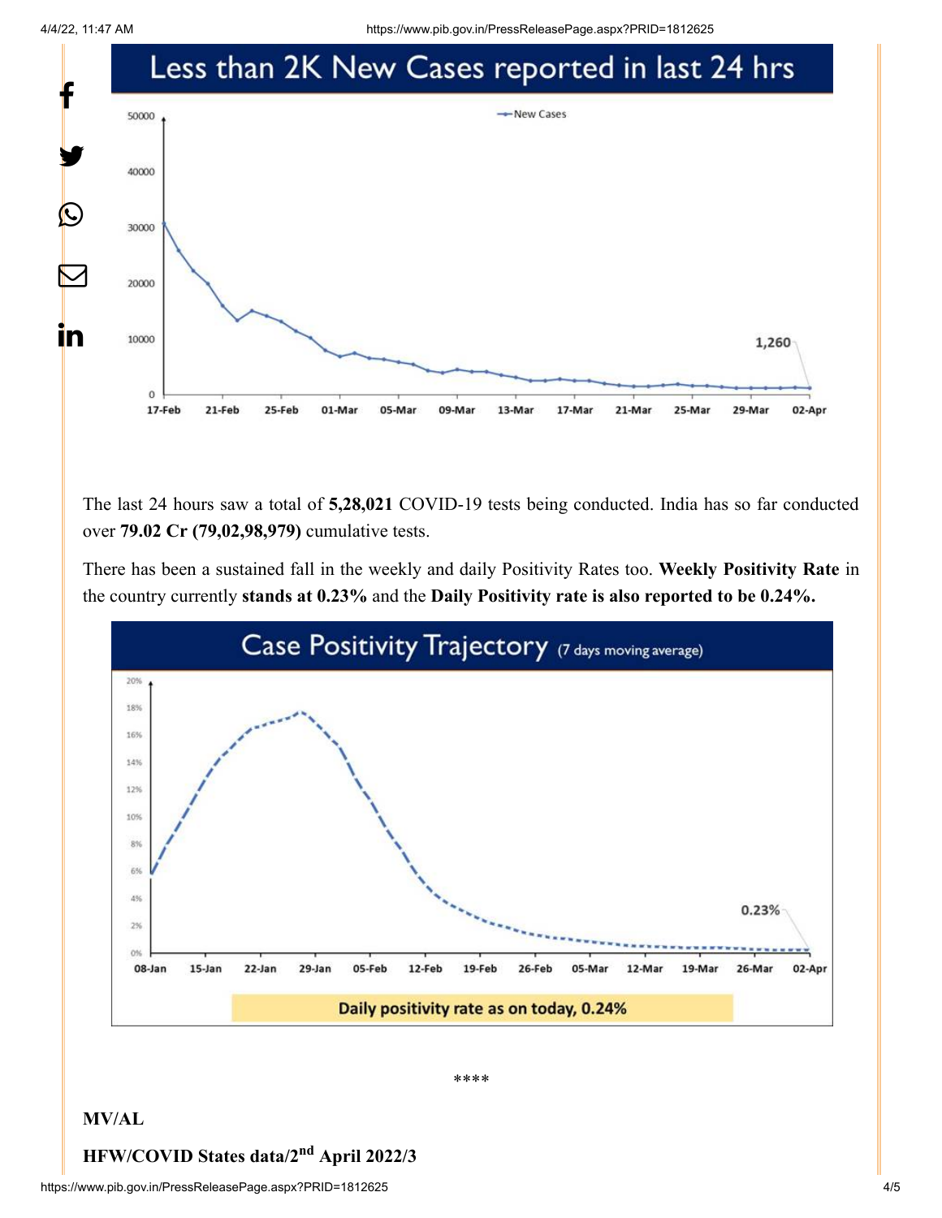## Less than 2K New Cases reported in last 24 hrs

The last 24 hours saw a total of **5,28,021** COVID-19 tests being conducted. India has so far conducted over **79.02 Cr (79,02,98,979)** cumulative tests.

There has been a sustained fall in the weekly and daily Positivity Rates too. **Weekly Positivity Rate** in the country currently **stands at 0.23%** and the **Daily Positivity rate is also reported to be 0.24%.**

## Case Positivity Trajectory (7 days moving average)

Daily positivity rate as on today, 0.24%

****

**MV/AL**

**HFW/COVID States data/2nd April 2022/3**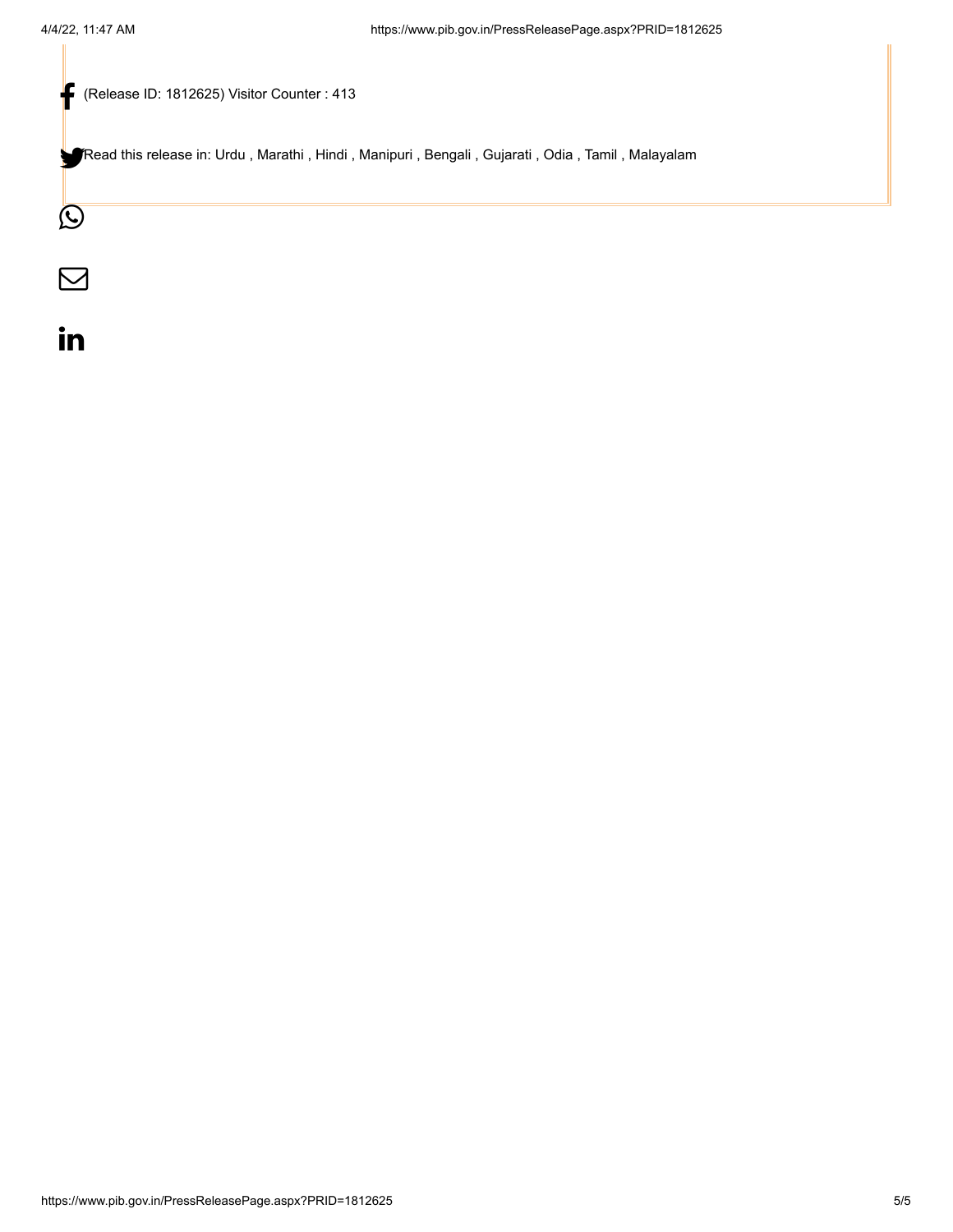(Release ID: 1812625) Visitor Counter : 413

Read this release in: Urdu , Marathi , Hindi , Manipuri , Bengali , Gujarati , Odia , Tamil , Malayalam